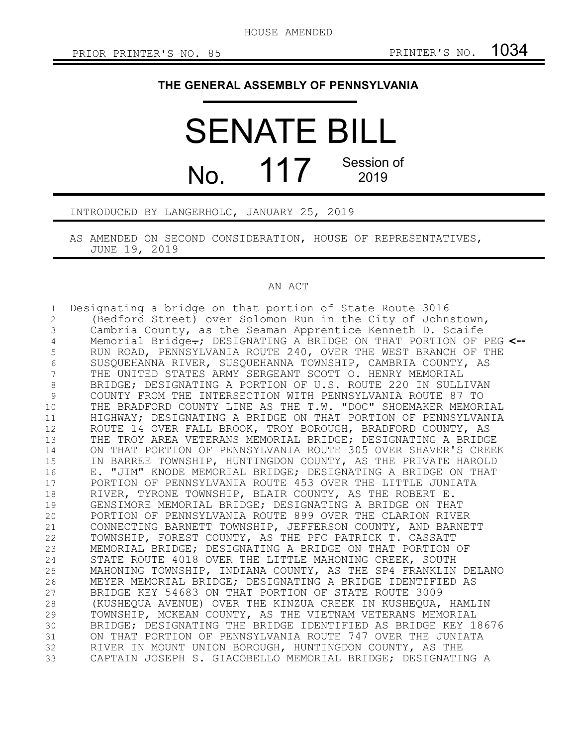HOUSE AMENDED

PRIOR PRINTER'S NO. 85 PRINTER'S NO. 1034

## THE GENERAL ASSEMBLY OF PENNSYLVANIA

# SENATE BILL

# No. 117 Session of 2019

INTRODUCED BY LANGERHOLC, JANUARY 25, 2019

AS AMENDED ON SECOND CONSIDERATION, HOUSE OF REPRESENTATIVES, JUNE 19, 2019

AN ACT

1 Designating a bridge on that portion of State Route 3016
2 (Bedford Street) over Solomon Run in the City of Johnstown,
3 Cambria County, as the Seaman Apprentice Kenneth D. Scaife
4 Memorial Bridge~~.~~; DESIGNATING A BRIDGE ON THAT PORTION OF PEG <--
5 RUN ROAD, PENNSYLVANIA ROUTE 240, OVER THE WEST BRANCH OF THE
6 SUSQUEHANNA RIVER, SUSQUEHANNA TOWNSHIP, CAMBRIA COUNTY, AS
7 THE UNITED STATES ARMY SERGEANT SCOTT O. HENRY MEMORIAL
8 BRIDGE; DESIGNATING A PORTION OF U.S. ROUTE 220 IN SULLIVAN
9 COUNTY FROM THE INTERSECTION WITH PENNSYLVANIA ROUTE 87 TO
10 THE BRADFORD COUNTY LINE AS THE T.W. "DOC" SHOEMAKER MEMORIAL
11 HIGHWAY; DESIGNATING A BRIDGE ON THAT PORTION OF PENNSYLVANIA
12 ROUTE 14 OVER FALL BROOK, TROY BOROUGH, BRADFORD COUNTY, AS
13 THE TROY AREA VETERANS MEMORIAL BRIDGE; DESIGNATING A BRIDGE
14 ON THAT PORTION OF PENNSYLVANIA ROUTE 305 OVER SHAVER'S CREEK
15 IN BARREE TOWNSHIP, HUNTINGDON COUNTY, AS THE PRIVATE HAROLD
16 E. "JIM" KNODE MEMORIAL BRIDGE; DESIGNATING A BRIDGE ON THAT
17 PORTION OF PENNSYLVANIA ROUTE 453 OVER THE LITTLE JUNIATA
18 RIVER, TYRONE TOWNSHIP, BLAIR COUNTY, AS THE ROBERT E.
19 GENSIMORE MEMORIAL BRIDGE; DESIGNATING A BRIDGE ON THAT
20 PORTION OF PENNSYLVANIA ROUTE 899 OVER THE CLARION RIVER
21 CONNECTING BARNETT TOWNSHIP, JEFFERSON COUNTY, AND BARNETT
22 TOWNSHIP, FOREST COUNTY, AS THE PFC PATRICK T. CASSATT
23 MEMORIAL BRIDGE; DESIGNATING A BRIDGE ON THAT PORTION OF
24 STATE ROUTE 4018 OVER THE LITTLE MAHONING CREEK, SOUTH
25 MAHONING TOWNSHIP, INDIANA COUNTY, AS THE SP4 FRANKLIN DELANO
26 MEYER MEMORIAL BRIDGE; DESIGNATING A BRIDGE IDENTIFIED AS
27 BRIDGE KEY 54683 ON THAT PORTION OF STATE ROUTE 3009
28 (KUSHEQUA AVENUE) OVER THE KINZUA CREEK IN KUSHEQUA, HAMLIN
29 TOWNSHIP, MCKEAN COUNTY, AS THE VIETNAM VETERANS MEMORIAL
30 BRIDGE; DESIGNATING THE BRIDGE IDENTIFIED AS BRIDGE KEY 18676
31 ON THAT PORTION OF PENNSYLVANIA ROUTE 747 OVER THE JUNIATA
32 RIVER IN MOUNT UNION BOROUGH, HUNTINGDON COUNTY, AS THE
33 CAPTAIN JOSEPH S. GIACOBELLO MEMORIAL BRIDGE; DESIGNATING A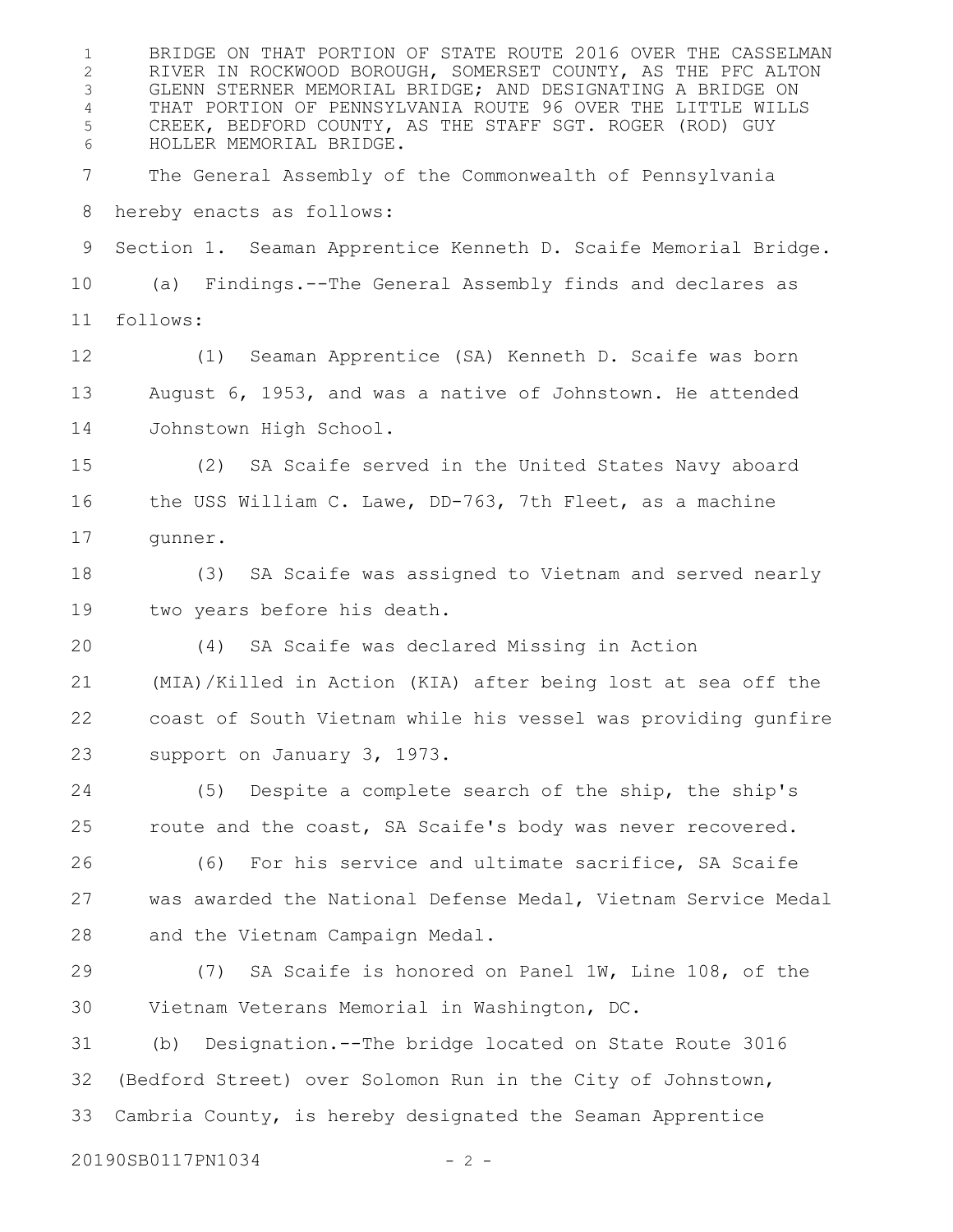BRIDGE ON THAT PORTION OF STATE ROUTE 2016 OVER THE CASSELMAN RIVER IN ROCKWOOD BOROUGH, SOMERSET COUNTY, AS THE PFC ALTON GLENN STERNER MEMORIAL BRIDGE; AND DESIGNATING A BRIDGE ON THAT PORTION OF PENNSYLVANIA ROUTE 96 OVER THE LITTLE WILLS CREEK, BEDFORD COUNTY, AS THE STAFF SGT. ROGER (ROD) GUY HOLLER MEMORIAL BRIDGE.

The General Assembly of the Commonwealth of Pennsylvania hereby enacts as follows:

Section 1. Seaman Apprentice Kenneth D. Scaife Memorial Bridge.

(a) Findings.--The General Assembly finds and declares as follows:

(1) Seaman Apprentice (SA) Kenneth D. Scaife was born August 6, 1953, and was a native of Johnstown. He attended Johnstown High School.

(2) SA Scaife served in the United States Navy aboard the USS William C. Lawe, DD-763, 7th Fleet, as a machine gunner.

(3) SA Scaife was assigned to Vietnam and served nearly two years before his death.

(4) SA Scaife was declared Missing in Action (MIA)/Killed in Action (KIA) after being lost at sea off the coast of South Vietnam while his vessel was providing gunfire support on January 3, 1973.

(5) Despite a complete search of the ship, the ship's route and the coast, SA Scaife's body was never recovered.

(6) For his service and ultimate sacrifice, SA Scaife was awarded the National Defense Medal, Vietnam Service Medal and the Vietnam Campaign Medal.

(7) SA Scaife is honored on Panel 1W, Line 108, of the Vietnam Veterans Memorial in Washington, DC.

(b) Designation.--The bridge located on State Route 3016 (Bedford Street) over Solomon Run in the City of Johnstown, Cambria County, is hereby designated the Seaman Apprentice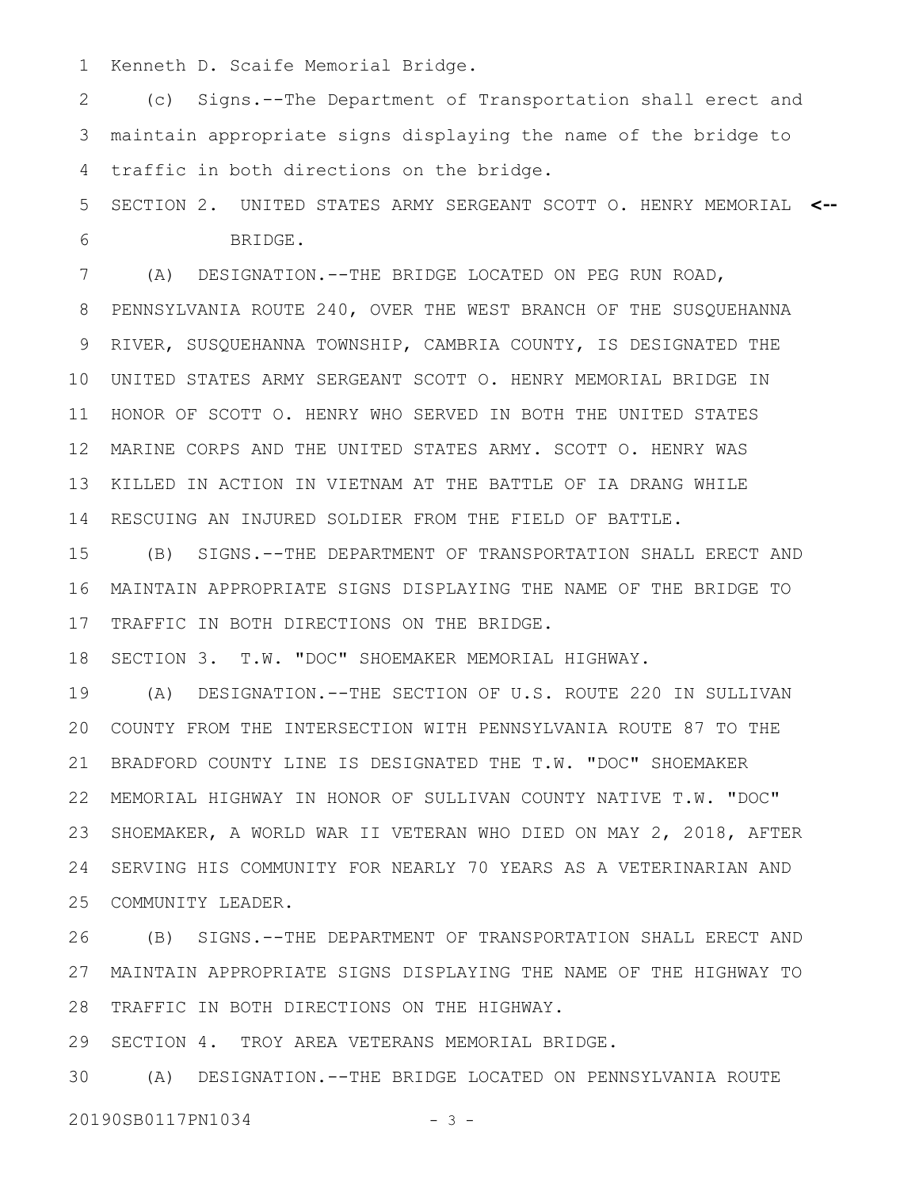Kenneth D. Scaife Memorial Bridge.

(c) Signs.--The Department of Transportation shall erect and maintain appropriate signs displaying the name of the bridge to traffic in both directions on the bridge.

SECTION 2. UNITED STATES ARMY SERGEANT SCOTT O. HENRY MEMORIAL BRIDGE. <--

(A) DESIGNATION.--THE BRIDGE LOCATED ON PEG RUN ROAD, PENNSYLVANIA ROUTE 240, OVER THE WEST BRANCH OF THE SUSQUEHANNA RIVER, SUSQUEHANNA TOWNSHIP, CAMBRIA COUNTY, IS DESIGNATED THE UNITED STATES ARMY SERGEANT SCOTT O. HENRY MEMORIAL BRIDGE IN HONOR OF SCOTT O. HENRY WHO SERVED IN BOTH THE UNITED STATES MARINE CORPS AND THE UNITED STATES ARMY. SCOTT O. HENRY WAS KILLED IN ACTION IN VIETNAM AT THE BATTLE OF IA DRANG WHILE RESCUING AN INJURED SOLDIER FROM THE FIELD OF BATTLE.

(B) SIGNS.--THE DEPARTMENT OF TRANSPORTATION SHALL ERECT AND MAINTAIN APPROPRIATE SIGNS DISPLAYING THE NAME OF THE BRIDGE TO TRAFFIC IN BOTH DIRECTIONS ON THE BRIDGE.

SECTION 3. T.W. "DOC" SHOEMAKER MEMORIAL HIGHWAY.

(A) DESIGNATION.--THE SECTION OF U.S. ROUTE 220 IN SULLIVAN COUNTY FROM THE INTERSECTION WITH PENNSYLVANIA ROUTE 87 TO THE BRADFORD COUNTY LINE IS DESIGNATED THE T.W. "DOC" SHOEMAKER MEMORIAL HIGHWAY IN HONOR OF SULLIVAN COUNTY NATIVE T.W. "DOC" SHOEMAKER, A WORLD WAR II VETERAN WHO DIED ON MAY 2, 2018, AFTER SERVING HIS COMMUNITY FOR NEARLY 70 YEARS AS A VETERINARIAN AND COMMUNITY LEADER.

(B) SIGNS.--THE DEPARTMENT OF TRANSPORTATION SHALL ERECT AND MAINTAIN APPROPRIATE SIGNS DISPLAYING THE NAME OF THE HIGHWAY TO TRAFFIC IN BOTH DIRECTIONS ON THE HIGHWAY.

SECTION 4. TROY AREA VETERANS MEMORIAL BRIDGE.

(A) DESIGNATION.--THE BRIDGE LOCATED ON PENNSYLVANIA ROUTE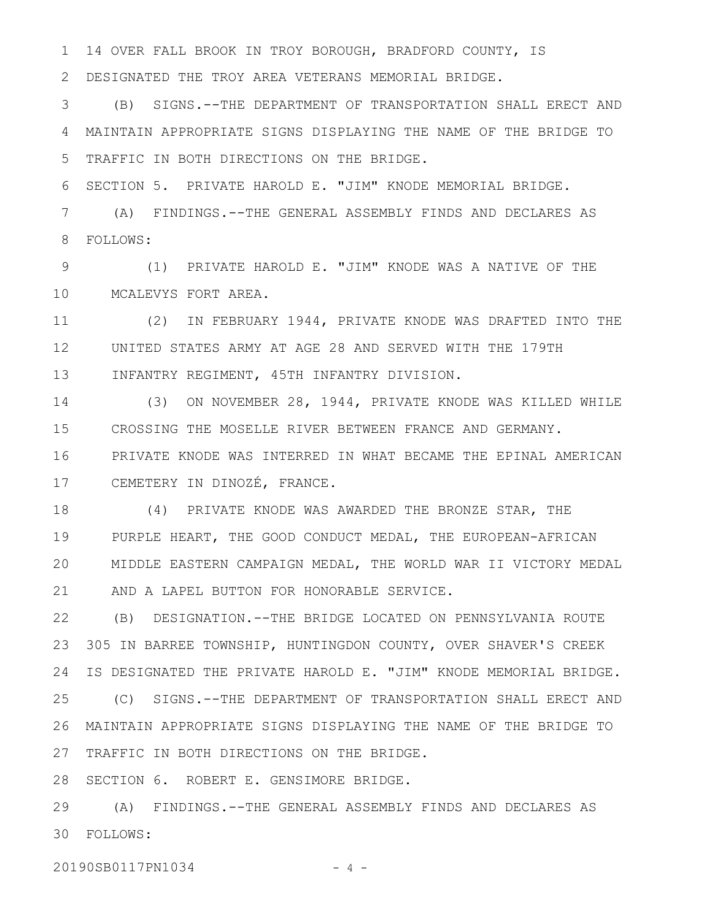14 OVER FALL BROOK IN TROY BOROUGH, BRADFORD COUNTY, IS DESIGNATED THE TROY AREA VETERANS MEMORIAL BRIDGE.

(B) SIGNS.--THE DEPARTMENT OF TRANSPORTATION SHALL ERECT AND MAINTAIN APPROPRIATE SIGNS DISPLAYING THE NAME OF THE BRIDGE TO TRAFFIC IN BOTH DIRECTIONS ON THE BRIDGE.

SECTION 5. PRIVATE HAROLD E. "JIM" KNODE MEMORIAL BRIDGE.

(A) FINDINGS.--THE GENERAL ASSEMBLY FINDS AND DECLARES AS FOLLOWS:

(1) PRIVATE HAROLD E. "JIM" KNODE WAS A NATIVE OF THE MCALEVYS FORT AREA.

(2) IN FEBRUARY 1944, PRIVATE KNODE WAS DRAFTED INTO THE UNITED STATES ARMY AT AGE 28 AND SERVED WITH THE 179TH INFANTRY REGIMENT, 45TH INFANTRY DIVISION.

(3) ON NOVEMBER 28, 1944, PRIVATE KNODE WAS KILLED WHILE CROSSING THE MOSELLE RIVER BETWEEN FRANCE AND GERMANY. PRIVATE KNODE WAS INTERRED IN WHAT BECAME THE EPINAL AMERICAN CEMETERY IN DINOZÉ, FRANCE.

(4) PRIVATE KNODE WAS AWARDED THE BRONZE STAR, THE PURPLE HEART, THE GOOD CONDUCT MEDAL, THE EUROPEAN-AFRICAN MIDDLE EASTERN CAMPAIGN MEDAL, THE WORLD WAR II VICTORY MEDAL AND A LAPEL BUTTON FOR HONORABLE SERVICE.

(B) DESIGNATION.--THE BRIDGE LOCATED ON PENNSYLVANIA ROUTE 305 IN BARREE TOWNSHIP, HUNTINGDON COUNTY, OVER SHAVER'S CREEK IS DESIGNATED THE PRIVATE HAROLD E. "JIM" KNODE MEMORIAL BRIDGE.

(C) SIGNS.--THE DEPARTMENT OF TRANSPORTATION SHALL ERECT AND MAINTAIN APPROPRIATE SIGNS DISPLAYING THE NAME OF THE BRIDGE TO TRAFFIC IN BOTH DIRECTIONS ON THE BRIDGE.

SECTION 6. ROBERT E. GENSIMORE BRIDGE.

(A) FINDINGS.--THE GENERAL ASSEMBLY FINDS AND DECLARES AS FOLLOWS: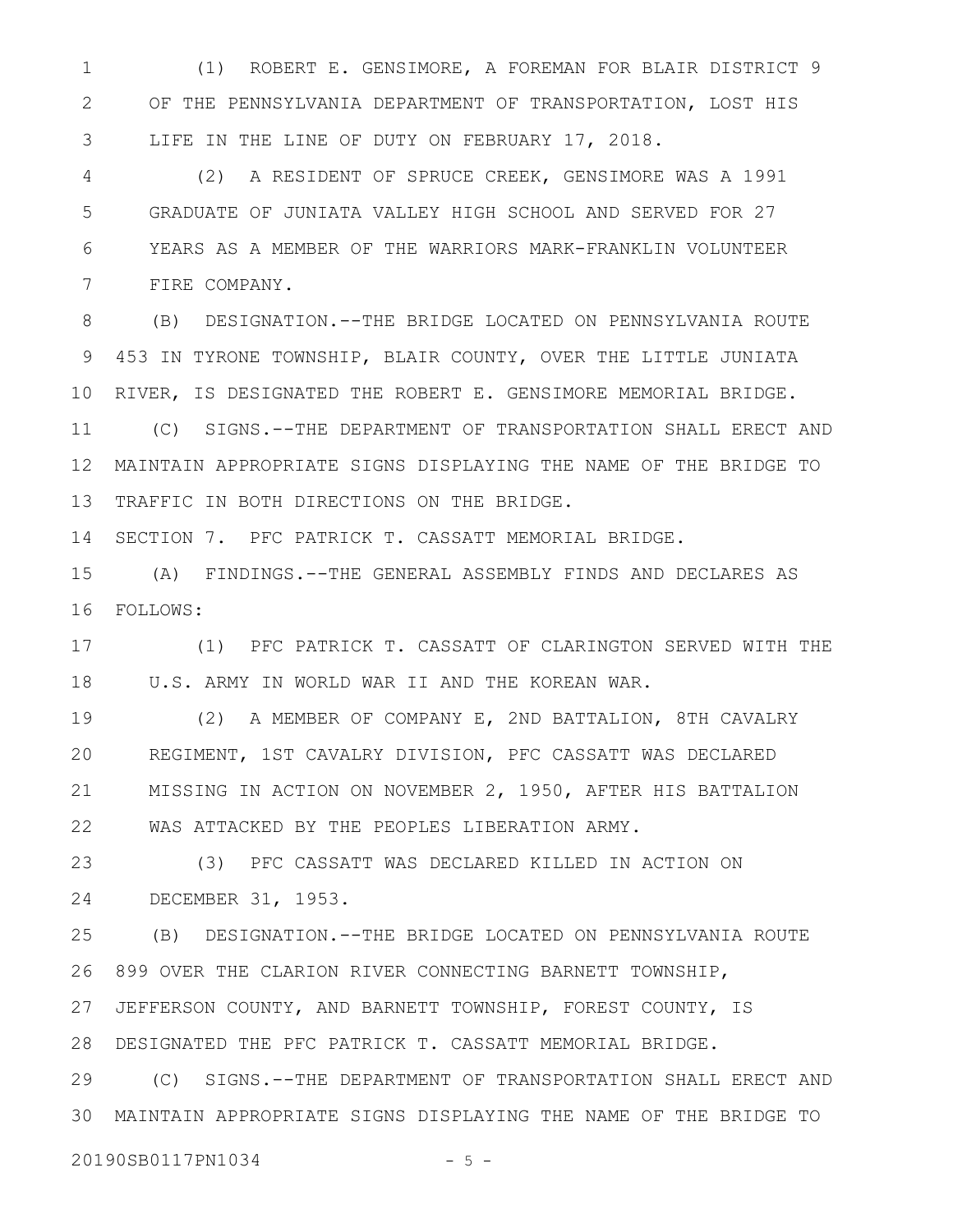(1) ROBERT E. GENSIMORE, A FOREMAN FOR BLAIR DISTRICT 9 OF THE PENNSYLVANIA DEPARTMENT OF TRANSPORTATION, LOST HIS LIFE IN THE LINE OF DUTY ON FEBRUARY 17, 2018.

(2) A RESIDENT OF SPRUCE CREEK, GENSIMORE WAS A 1991 GRADUATE OF JUNIATA VALLEY HIGH SCHOOL AND SERVED FOR 27 YEARS AS A MEMBER OF THE WARRIORS MARK-FRANKLIN VOLUNTEER FIRE COMPANY.

(B) DESIGNATION.--THE BRIDGE LOCATED ON PENNSYLVANIA ROUTE 453 IN TYRONE TOWNSHIP, BLAIR COUNTY, OVER THE LITTLE JUNIATA RIVER, IS DESIGNATED THE ROBERT E. GENSIMORE MEMORIAL BRIDGE.

(C) SIGNS.--THE DEPARTMENT OF TRANSPORTATION SHALL ERECT AND MAINTAIN APPROPRIATE SIGNS DISPLAYING THE NAME OF THE BRIDGE TO TRAFFIC IN BOTH DIRECTIONS ON THE BRIDGE.

SECTION 7. PFC PATRICK T. CASSATT MEMORIAL BRIDGE.

(A) FINDINGS.--THE GENERAL ASSEMBLY FINDS AND DECLARES AS FOLLOWS:

(1) PFC PATRICK T. CASSATT OF CLARINGTON SERVED WITH THE U.S. ARMY IN WORLD WAR II AND THE KOREAN WAR.

(2) A MEMBER OF COMPANY E, 2ND BATTALION, 8TH CAVALRY REGIMENT, 1ST CAVALRY DIVISION, PFC CASSATT WAS DECLARED MISSING IN ACTION ON NOVEMBER 2, 1950, AFTER HIS BATTALION WAS ATTACKED BY THE PEOPLES LIBERATION ARMY.

(3) PFC CASSATT WAS DECLARED KILLED IN ACTION ON DECEMBER 31, 1953.

(B) DESIGNATION.--THE BRIDGE LOCATED ON PENNSYLVANIA ROUTE 899 OVER THE CLARION RIVER CONNECTING BARNETT TOWNSHIP, JEFFERSON COUNTY, AND BARNETT TOWNSHIP, FOREST COUNTY, IS DESIGNATED THE PFC PATRICK T. CASSATT MEMORIAL BRIDGE.

(C) SIGNS.--THE DEPARTMENT OF TRANSPORTATION SHALL ERECT AND MAINTAIN APPROPRIATE SIGNS DISPLAYING THE NAME OF THE BRIDGE TO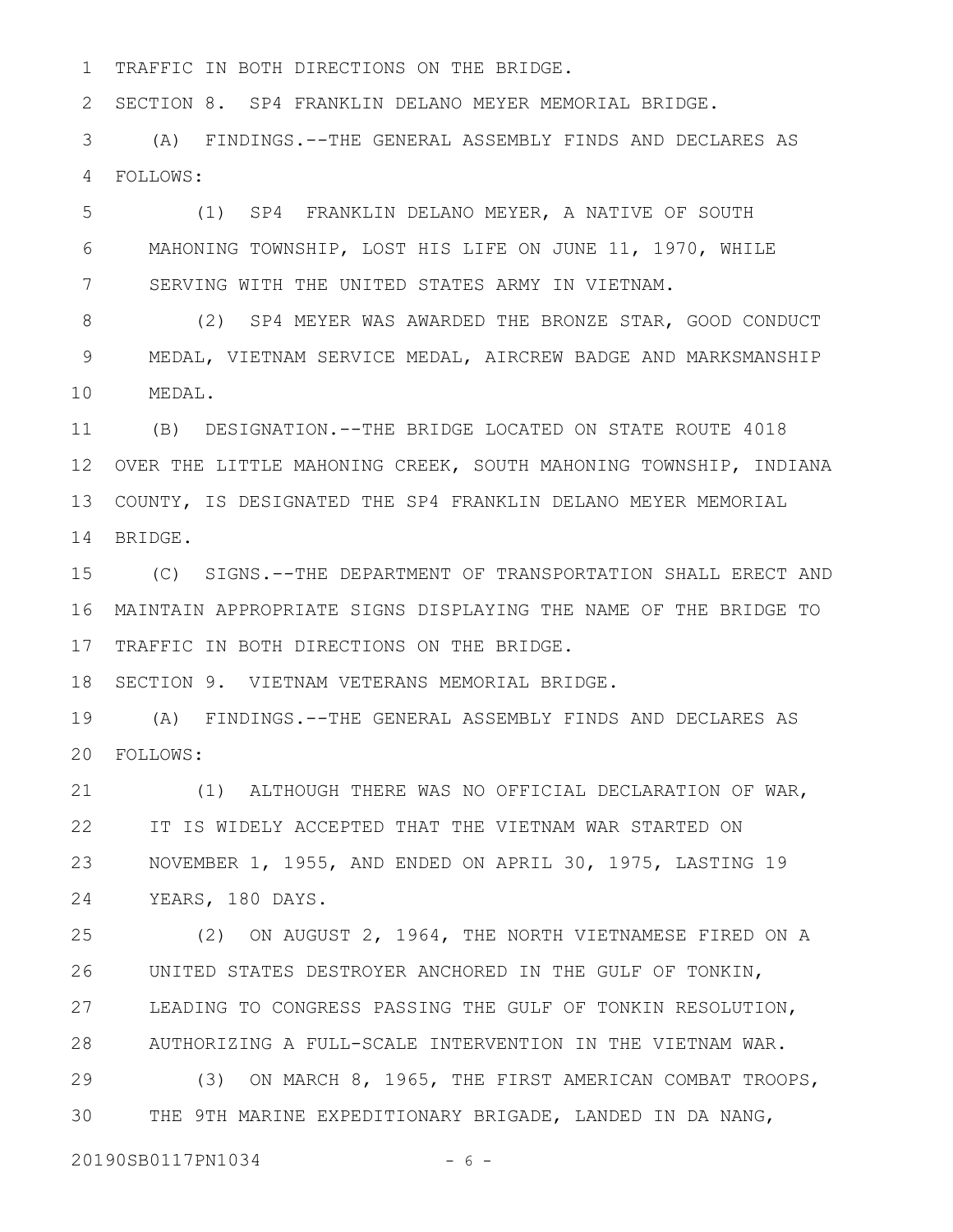TRAFFIC IN BOTH DIRECTIONS ON THE BRIDGE.

SECTION 8. SP4 FRANKLIN DELANO MEYER MEMORIAL BRIDGE.

(A) FINDINGS.--THE GENERAL ASSEMBLY FINDS AND DECLARES AS FOLLOWS:

(1) SP4 FRANKLIN DELANO MEYER, A NATIVE OF SOUTH MAHONING TOWNSHIP, LOST HIS LIFE ON JUNE 11, 1970, WHILE SERVING WITH THE UNITED STATES ARMY IN VIETNAM.

(2) SP4 MEYER WAS AWARDED THE BRONZE STAR, GOOD CONDUCT MEDAL, VIETNAM SERVICE MEDAL, AIRCREW BADGE AND MARKSMANSHIP MEDAL.

(B) DESIGNATION.--THE BRIDGE LOCATED ON STATE ROUTE 4018 OVER THE LITTLE MAHONING CREEK, SOUTH MAHONING TOWNSHIP, INDIANA COUNTY, IS DESIGNATED THE SP4 FRANKLIN DELANO MEYER MEMORIAL BRIDGE.

(C) SIGNS.--THE DEPARTMENT OF TRANSPORTATION SHALL ERECT AND MAINTAIN APPROPRIATE SIGNS DISPLAYING THE NAME OF THE BRIDGE TO TRAFFIC IN BOTH DIRECTIONS ON THE BRIDGE.

SECTION 9. VIETNAM VETERANS MEMORIAL BRIDGE.

(A) FINDINGS.--THE GENERAL ASSEMBLY FINDS AND DECLARES AS FOLLOWS:

(1) ALTHOUGH THERE WAS NO OFFICIAL DECLARATION OF WAR, IT IS WIDELY ACCEPTED THAT THE VIETNAM WAR STARTED ON NOVEMBER 1, 1955, AND ENDED ON APRIL 30, 1975, LASTING 19 YEARS, 180 DAYS.

(2) ON AUGUST 2, 1964, THE NORTH VIETNAMESE FIRED ON A UNITED STATES DESTROYER ANCHORED IN THE GULF OF TONKIN, LEADING TO CONGRESS PASSING THE GULF OF TONKIN RESOLUTION, AUTHORIZING A FULL-SCALE INTERVENTION IN THE VIETNAM WAR.

(3) ON MARCH 8, 1965, THE FIRST AMERICAN COMBAT TROOPS, THE 9TH MARINE EXPEDITIONARY BRIGADE, LANDED IN DA NANG,

20190SB0117PN1034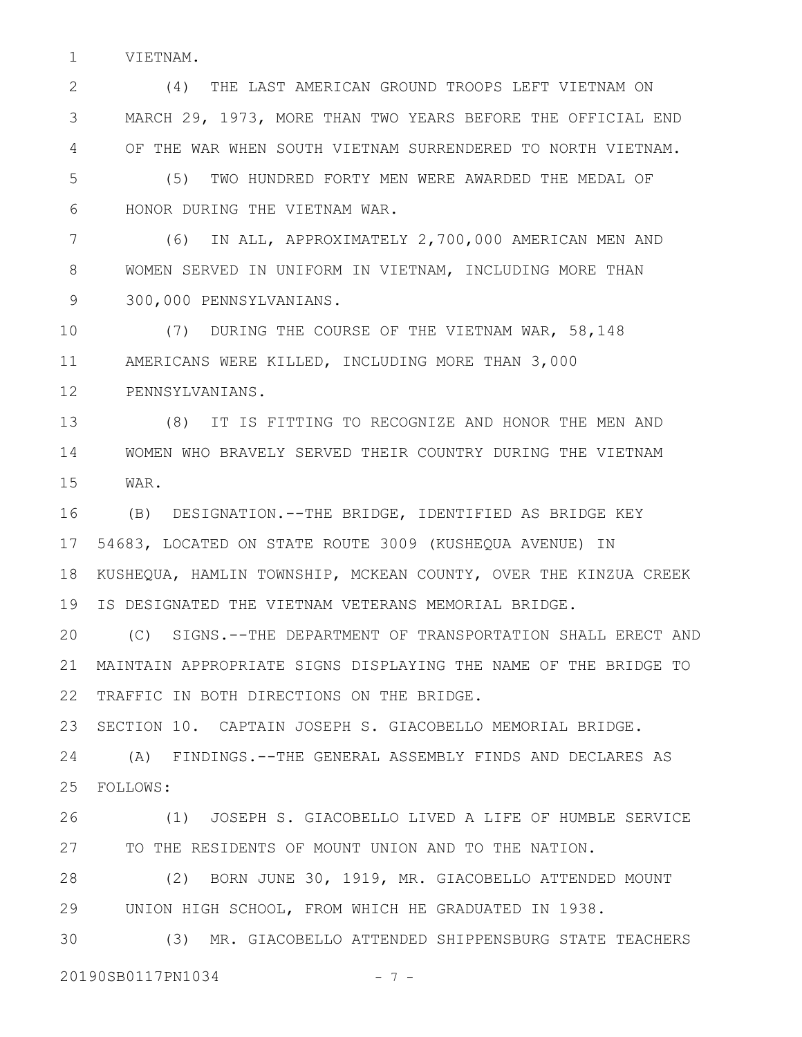VIETNAM.

(4) THE LAST AMERICAN GROUND TROOPS LEFT VIETNAM ON MARCH 29, 1973, MORE THAN TWO YEARS BEFORE THE OFFICIAL END OF THE WAR WHEN SOUTH VIETNAM SURRENDERED TO NORTH VIETNAM.

(5) TWO HUNDRED FORTY MEN WERE AWARDED THE MEDAL OF HONOR DURING THE VIETNAM WAR.

(6) IN ALL, APPROXIMATELY 2,700,000 AMERICAN MEN AND WOMEN SERVED IN UNIFORM IN VIETNAM, INCLUDING MORE THAN 300,000 PENNSYLVANIANS.

(7) DURING THE COURSE OF THE VIETNAM WAR, 58,148 AMERICANS WERE KILLED, INCLUDING MORE THAN 3,000 PENNSYLVANIANS.

(8) IT IS FITTING TO RECOGNIZE AND HONOR THE MEN AND WOMEN WHO BRAVELY SERVED THEIR COUNTRY DURING THE VIETNAM WAR.

(B) DESIGNATION.--THE BRIDGE, IDENTIFIED AS BRIDGE KEY 54683, LOCATED ON STATE ROUTE 3009 (KUSHEQUA AVENUE) IN KUSHEQUA, HAMLIN TOWNSHIP, MCKEAN COUNTY, OVER THE KINZUA CREEK IS DESIGNATED THE VIETNAM VETERANS MEMORIAL BRIDGE.

(C) SIGNS.--THE DEPARTMENT OF TRANSPORTATION SHALL ERECT AND MAINTAIN APPROPRIATE SIGNS DISPLAYING THE NAME OF THE BRIDGE TO TRAFFIC IN BOTH DIRECTIONS ON THE BRIDGE.

SECTION 10. CAPTAIN JOSEPH S. GIACOBELLO MEMORIAL BRIDGE.

(A) FINDINGS.--THE GENERAL ASSEMBLY FINDS AND DECLARES AS FOLLOWS:

(1) JOSEPH S. GIACOBELLO LIVED A LIFE OF HUMBLE SERVICE TO THE RESIDENTS OF MOUNT UNION AND TO THE NATION.

(2) BORN JUNE 30, 1919, MR. GIACOBELLO ATTENDED MOUNT UNION HIGH SCHOOL, FROM WHICH HE GRADUATED IN 1938.

(3) MR. GIACOBELLO ATTENDED SHIPPENSBURG STATE TEACHERS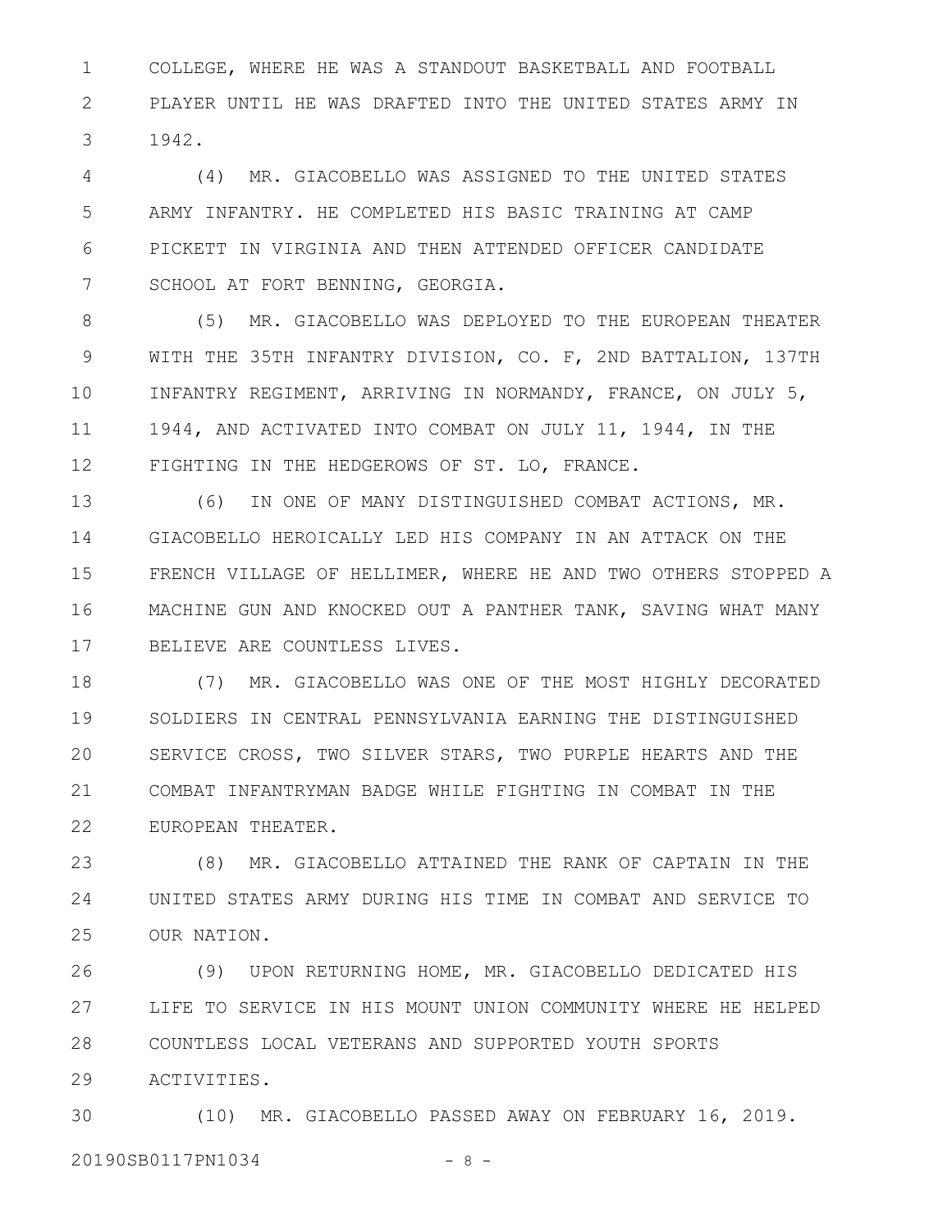COLLEGE, WHERE HE WAS A STANDOUT BASKETBALL AND FOOTBALL PLAYER UNTIL HE WAS DRAFTED INTO THE UNITED STATES ARMY IN 1942.

(4) MR. GIACOBELLO WAS ASSIGNED TO THE UNITED STATES ARMY INFANTRY. HE COMPLETED HIS BASIC TRAINING AT CAMP PICKETT IN VIRGINIA AND THEN ATTENDED OFFICER CANDIDATE SCHOOL AT FORT BENNING, GEORGIA.

(5) MR. GIACOBELLO WAS DEPLOYED TO THE EUROPEAN THEATER WITH THE 35TH INFANTRY DIVISION, CO. F, 2ND BATTALION, 137TH INFANTRY REGIMENT, ARRIVING IN NORMANDY, FRANCE, ON JULY 5, 1944, AND ACTIVATED INTO COMBAT ON JULY 11, 1944, IN THE FIGHTING IN THE HEDGEROWS OF ST. LO, FRANCE.

(6) IN ONE OF MANY DISTINGUISHED COMBAT ACTIONS, MR. GIACOBELLO HEROICALLY LED HIS COMPANY IN AN ATTACK ON THE FRENCH VILLAGE OF HELLIMER, WHERE HE AND TWO OTHERS STOPPED A MACHINE GUN AND KNOCKED OUT A PANTHER TANK, SAVING WHAT MANY BELIEVE ARE COUNTLESS LIVES.

(7) MR. GIACOBELLO WAS ONE OF THE MOST HIGHLY DECORATED SOLDIERS IN CENTRAL PENNSYLVANIA EARNING THE DISTINGUISHED SERVICE CROSS, TWO SILVER STARS, TWO PURPLE HEARTS AND THE COMBAT INFANTRYMAN BADGE WHILE FIGHTING IN COMBAT IN THE EUROPEAN THEATER.

(8) MR. GIACOBELLO ATTAINED THE RANK OF CAPTAIN IN THE UNITED STATES ARMY DURING HIS TIME IN COMBAT AND SERVICE TO OUR NATION.

(9) UPON RETURNING HOME, MR. GIACOBELLO DEDICATED HIS LIFE TO SERVICE IN HIS MOUNT UNION COMMUNITY WHERE HE HELPED COUNTLESS LOCAL VETERANS AND SUPPORTED YOUTH SPORTS ACTIVITIES.

(10) MR. GIACOBELLO PASSED AWAY ON FEBRUARY 16, 2019.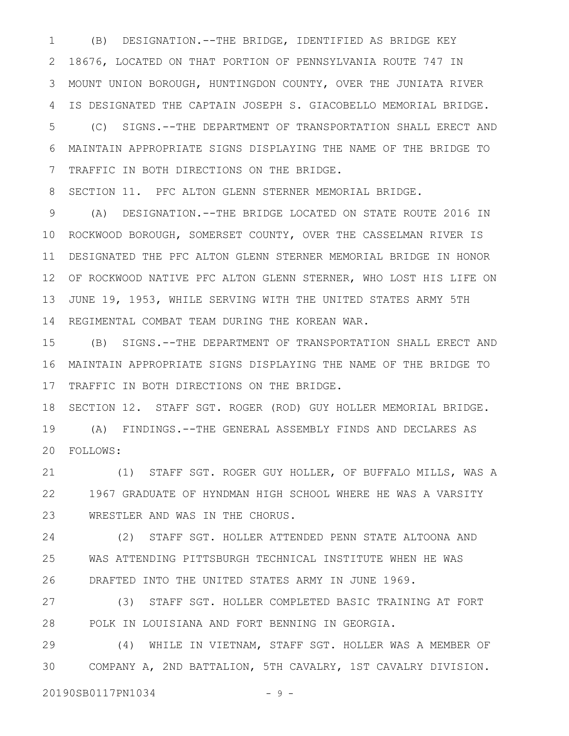(B) DESIGNATION.--THE BRIDGE, IDENTIFIED AS BRIDGE KEY 18676, LOCATED ON THAT PORTION OF PENNSYLVANIA ROUTE 747 IN MOUNT UNION BOROUGH, HUNTINGDON COUNTY, OVER THE JUNIATA RIVER IS DESIGNATED THE CAPTAIN JOSEPH S. GIACOBELLO MEMORIAL BRIDGE.

(C) SIGNS.--THE DEPARTMENT OF TRANSPORTATION SHALL ERECT AND MAINTAIN APPROPRIATE SIGNS DISPLAYING THE NAME OF THE BRIDGE TO TRAFFIC IN BOTH DIRECTIONS ON THE BRIDGE.

SECTION 11. PFC ALTON GLENN STERNER MEMORIAL BRIDGE.

(A) DESIGNATION.--THE BRIDGE LOCATED ON STATE ROUTE 2016 IN ROCKWOOD BOROUGH, SOMERSET COUNTY, OVER THE CASSELMAN RIVER IS DESIGNATED THE PFC ALTON GLENN STERNER MEMORIAL BRIDGE IN HONOR OF ROCKWOOD NATIVE PFC ALTON GLENN STERNER, WHO LOST HIS LIFE ON JUNE 19, 1953, WHILE SERVING WITH THE UNITED STATES ARMY 5TH REGIMENTAL COMBAT TEAM DURING THE KOREAN WAR.

(B) SIGNS.--THE DEPARTMENT OF TRANSPORTATION SHALL ERECT AND MAINTAIN APPROPRIATE SIGNS DISPLAYING THE NAME OF THE BRIDGE TO TRAFFIC IN BOTH DIRECTIONS ON THE BRIDGE.

SECTION 12. STAFF SGT. ROGER (ROD) GUY HOLLER MEMORIAL BRIDGE.

(A) FINDINGS.--THE GENERAL ASSEMBLY FINDS AND DECLARES AS FOLLOWS:

(1) STAFF SGT. ROGER GUY HOLLER, OF BUFFALO MILLS, WAS A 1967 GRADUATE OF HYNDMAN HIGH SCHOOL WHERE HE WAS A VARSITY WRESTLER AND WAS IN THE CHORUS.

(2) STAFF SGT. HOLLER ATTENDED PENN STATE ALTOONA AND WAS ATTENDING PITTSBURGH TECHNICAL INSTITUTE WHEN HE WAS DRAFTED INTO THE UNITED STATES ARMY IN JUNE 1969.

(3) STAFF SGT. HOLLER COMPLETED BASIC TRAINING AT FORT POLK IN LOUISIANA AND FORT BENNING IN GEORGIA.

(4) WHILE IN VIETNAM, STAFF SGT. HOLLER WAS A MEMBER OF COMPANY A, 2ND BATTALION, 5TH CAVALRY, 1ST CAVALRY DIVISION.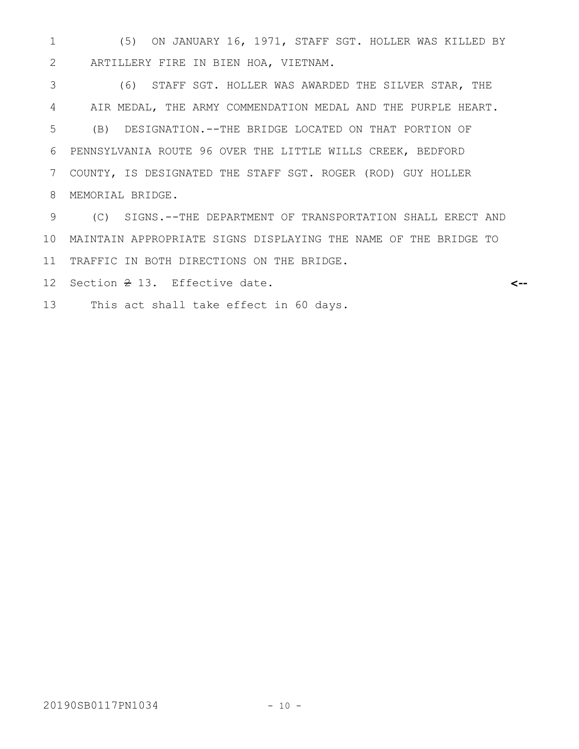(5) ON JANUARY 16, 1971, STAFF SGT. HOLLER WAS KILLED BY ARTILLERY FIRE IN BIEN HOA, VIETNAM.

(6) STAFF SGT. HOLLER WAS AWARDED THE SILVER STAR, THE AIR MEDAL, THE ARMY COMMENDATION MEDAL AND THE PURPLE HEART.

(B) DESIGNATION.--THE BRIDGE LOCATED ON THAT PORTION OF PENNSYLVANIA ROUTE 96 OVER THE LITTLE WILLS CREEK, BEDFORD COUNTY, IS DESIGNATED THE STAFF SGT. ROGER (ROD) GUY HOLLER MEMORIAL BRIDGE.

(C) SIGNS.--THE DEPARTMENT OF TRANSPORTATION SHALL ERECT AND MAINTAIN APPROPRIATE SIGNS DISPLAYING THE NAME OF THE BRIDGE TO TRAFFIC IN BOTH DIRECTIONS ON THE BRIDGE.

Section ~~2~~ 13. Effective date. **<--**

This act shall take effect in 60 days.